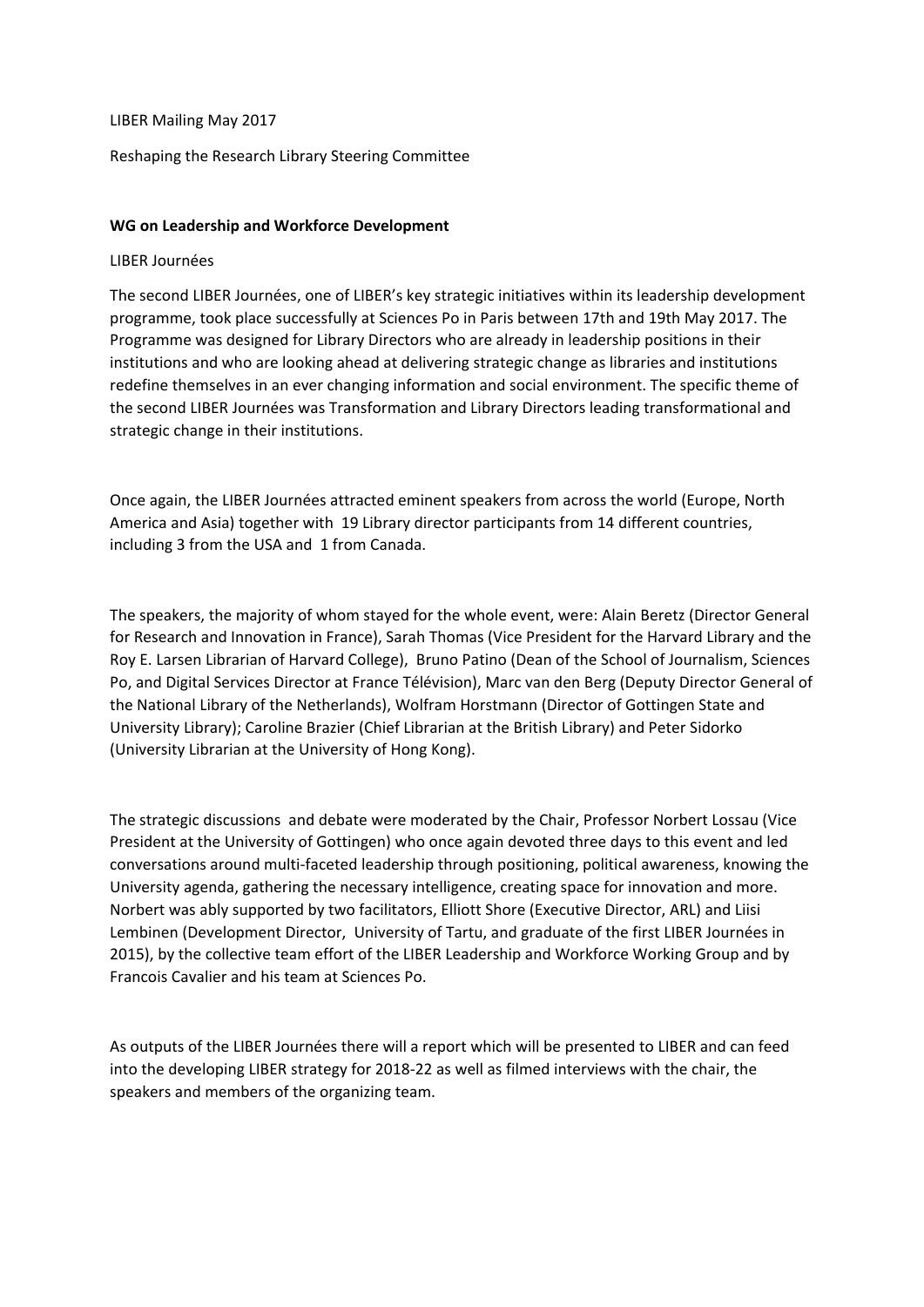LIBER Mailing May 2017

Reshaping the Research Library Steering Committee

**WG on Leadership and Workforce Development**

LIBER Journées

The second LIBER Journées, one of LIBER's key strategic initiatives within its leadership development programme, took place successfully at Sciences Po in Paris between 17th and 19th May 2017. The Programme was designed for Library Directors who are already in leadership positions in their institutions and who are looking ahead at delivering strategic change as libraries and institutions redefine themselves in an ever changing information and social environment. The specific theme of the second LIBER Journées was Transformation and Library Directors leading transformational and strategic change in their institutions.

Once again, the LIBER Journées attracted eminent speakers from across the world (Europe, North America and Asia) together with 19 Library director participants from 14 different countries, including 3 from the USA and 1 from Canada.

The speakers, the majority of whom stayed for the whole event, were: Alain Beretz (Director General for Research and Innovation in France), Sarah Thomas (Vice President for the Harvard Library and the Roy E. Larsen Librarian of Harvard College), Bruno Patino (Dean of the School of Journalism, Sciences Po, and Digital Services Director at France Télévision), Marc van den Berg (Deputy Director General of the National Library of the Netherlands), Wolfram Horstmann (Director of Gottingen State and University Library); Caroline Brazier (Chief Librarian at the British Library) and Peter Sidorko (University Librarian at the University of Hong Kong).

The strategic discussions and debate were moderated by the Chair, Professor Norbert Lossau (Vice President at the University of Gottingen) who once again devoted three days to this event and led conversations around multi-faceted leadership through positioning, political awareness, knowing the University agenda, gathering the necessary intelligence, creating space for innovation and more. Norbert was ably supported by two facilitators, Elliott Shore (Executive Director, ARL) and Liisi Lembinen (Development Director, University of Tartu, and graduate of the first LIBER Journées in 2015), by the collective team effort of the LIBER Leadership and Workforce Working Group and by Francois Cavalier and his team at Sciences Po.

As outputs of the LIBER Journées there will a report which will be presented to LIBER and can feed into the developing LIBER strategy for 2018-22 as well as filmed interviews with the chair, the speakers and members of the organizing team.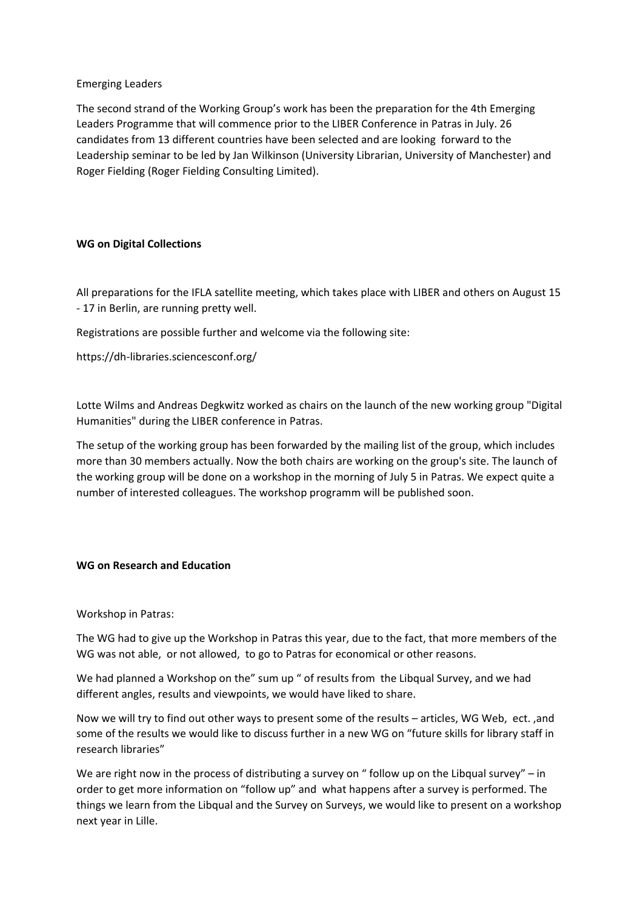Emerging Leaders

The second strand of the Working Group's work has been the preparation for the 4th Emerging Leaders Programme that will commence prior to the LIBER Conference in Patras in July. 26 candidates from 13 different countries have been selected and are looking forward to the Leadership seminar to be led by Jan Wilkinson (University Librarian, University of Manchester) and Roger Fielding (Roger Fielding Consulting Limited).

**WG on Digital Collections**

All preparations for the IFLA satellite meeting, which takes place with LIBER and others on August 15 - 17 in Berlin, are running pretty well.

Registrations are possible further and welcome via the following site:

https://dh-libraries.sciencesconf.org/

Lotte Wilms and Andreas Degkwitz worked as chairs on the launch of the new working group "Digital Humanities" during the LIBER conference in Patras.

The setup of the working group has been forwarded by the mailing list of the group, which includes more than 30 members actually. Now the both chairs are working on the group's site. The launch of the working group will be done on a workshop in the morning of July 5 in Patras. We expect quite a number of interested colleagues. The workshop programm will be published soon.

**WG on Research and Education**

Workshop in Patras:

The WG had to give up the Workshop in Patras this year, due to the fact, that more members of the WG was not able, or not allowed, to go to Patras for economical or other reasons.

We had planned a Workshop on the" sum up " of results from the Libqual Survey, and we had different angles, results and viewpoints, we would have liked to share.

Now we will try to find out other ways to present some of the results – articles, WG Web, ect. ,and some of the results we would like to discuss further in a new WG on "future skills for library staff in research libraries"

We are right now in the process of distributing a survey on " follow up on the Libqual survey" – in order to get more information on "follow up" and what happens after a survey is performed. The things we learn from the Libqual and the Survey on Surveys, we would like to present on a workshop next year in Lille.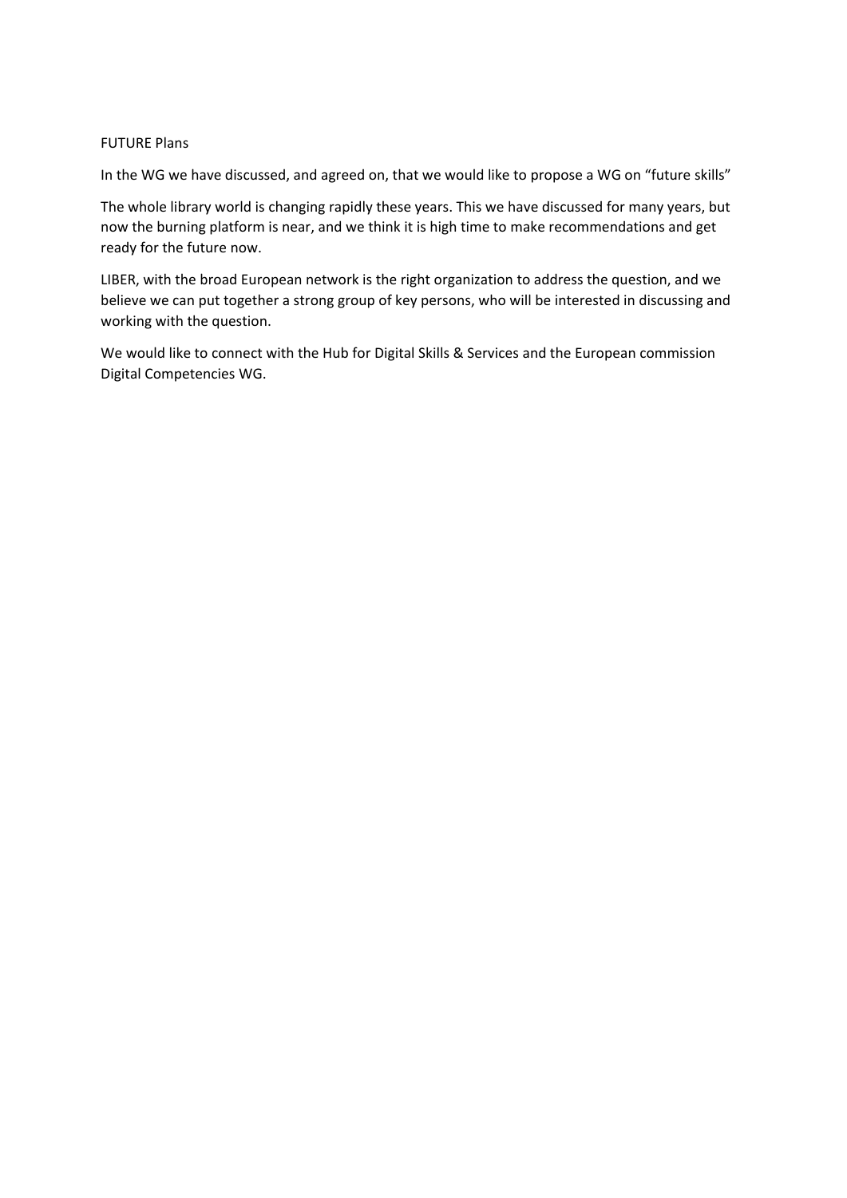FUTURE Plans

In the WG we have discussed, and agreed on, that we would like to propose a WG on “future skills”

The whole library world is changing rapidly these years. This we have discussed for many years, but now the burning platform is near, and we think it is high time to make recommendations and get ready for the future now.

LIBER, with the broad European network is the right organization to address the question, and we believe we can put together a strong group of key persons, who will be interested in discussing and working with the question.

We would like to connect with the Hub for Digital Skills & Services and the European commission Digital Competencies WG.